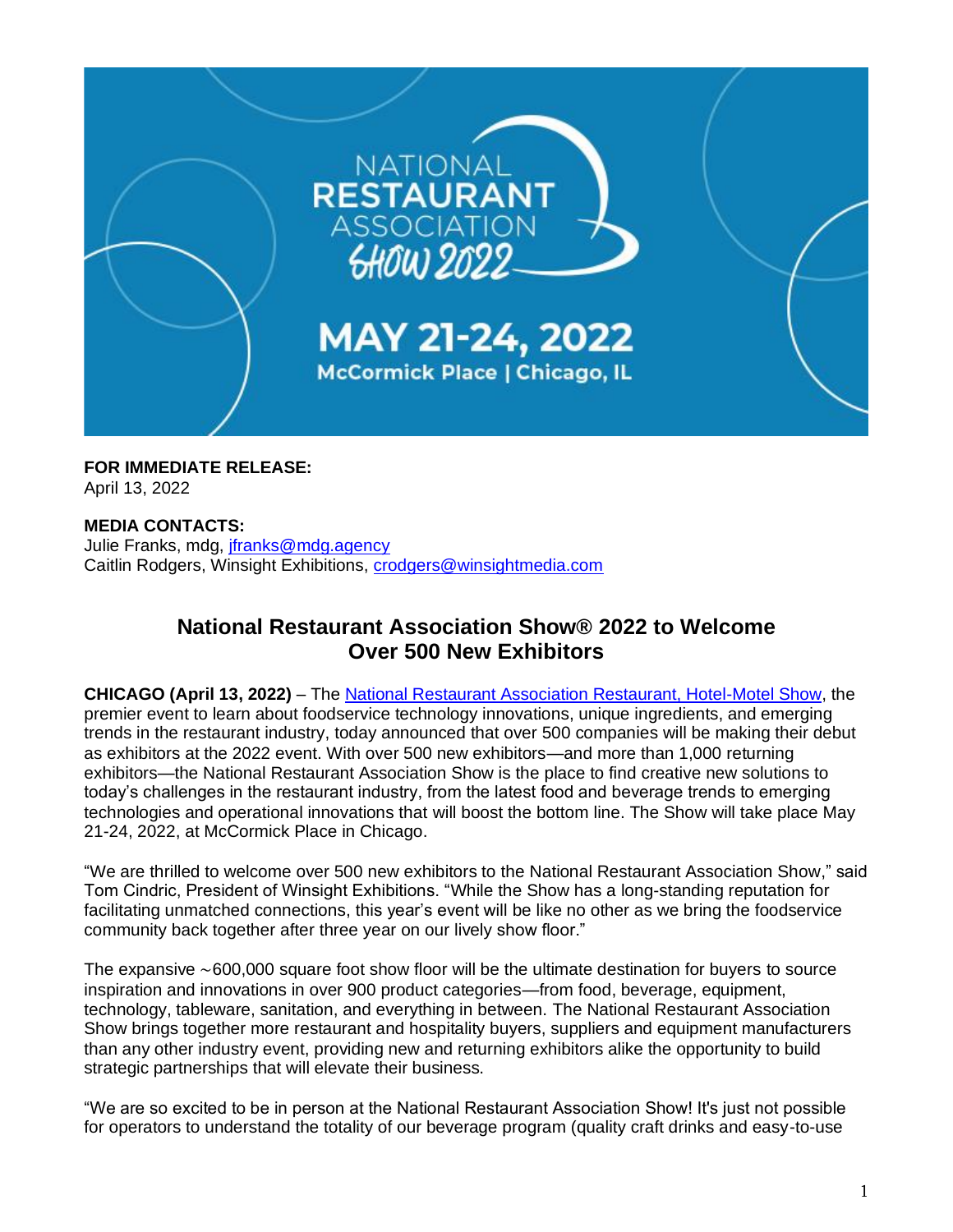NATIONAL RESTAURANT ASSOCIATION SHOW 2022

MAY 21-24, 2022
McCormick Place | Chicago, IL

**FOR IMMEDIATE RELEASE:**
April 13, 2022

**MEDIA CONTACTS:**
Julie Franks, mdg, jfranks@mdg.agency
Caitlin Rodgers, Winsight Exhibitions, crodgers@winsightmedia.com

## National Restaurant Association Show® 2022 to Welcome Over 500 New Exhibitors

**CHICAGO (April 13, 2022)** – The National Restaurant Association Restaurant, Hotel-Motel Show, the premier event to learn about foodservice technology innovations, unique ingredients, and emerging trends in the restaurant industry, today announced that over 500 companies will be making their debut as exhibitors at the 2022 event. With over 500 new exhibitors—and more than 1,000 returning exhibitors—the National Restaurant Association Show is the place to find creative new solutions to today's challenges in the restaurant industry, from the latest food and beverage trends to emerging technologies and operational innovations that will boost the bottom line. The Show will take place May 21-24, 2022, at McCormick Place in Chicago.

"We are thrilled to welcome over 500 new exhibitors to the National Restaurant Association Show," said Tom Cindric, President of Winsight Exhibitions. "While the Show has a long-standing reputation for facilitating unmatched connections, this year's event will be like no other as we bring the foodservice community back together after three year on our lively show floor."

The expansive ~600,000 square foot show floor will be the ultimate destination for buyers to source inspiration and innovations in over 900 product categories—from food, beverage, equipment, technology, tableware, sanitation, and everything in between. The National Restaurant Association Show brings together more restaurant and hospitality buyers, suppliers and equipment manufacturers than any other industry event, providing new and returning exhibitors alike the opportunity to build strategic partnerships that will elevate their business.

"We are so excited to be in person at the National Restaurant Association Show! It's just not possible for operators to understand the totality of our beverage program (quality craft drinks and easy-to-use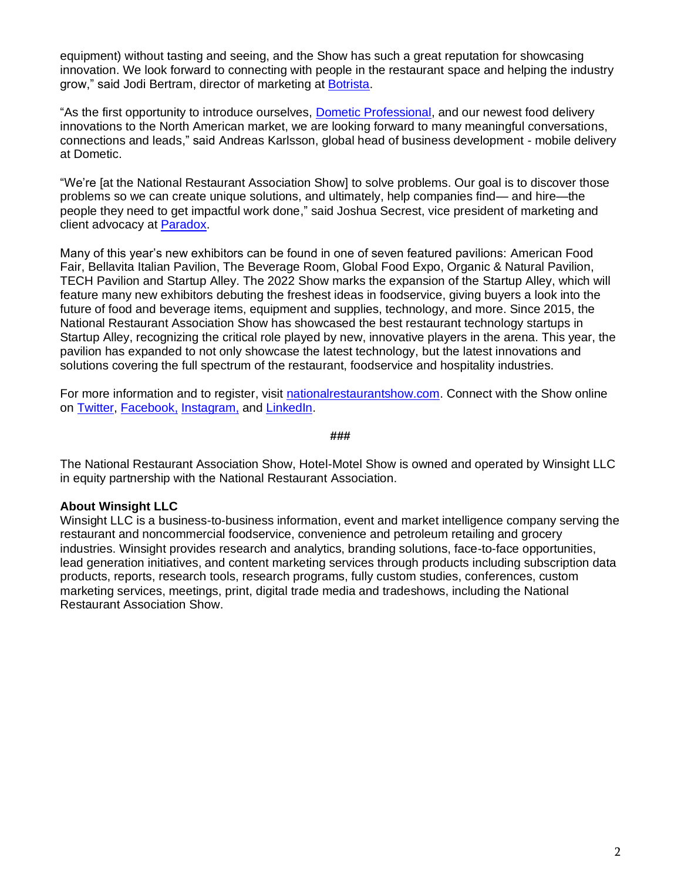equipment) without tasting and seeing, and the Show has such a great reputation for showcasing innovation. We look forward to connecting with people in the restaurant space and helping the industry grow," said Jodi Bertram, director of marketing at [Botrista](#).

"As the first opportunity to introduce ourselves, [Dometic Professional](#), and our newest food delivery innovations to the North American market, we are looking forward to many meaningful conversations, connections and leads," said Andreas Karlsson, global head of business development - mobile delivery at Dometic.

"We're [at the National Restaurant Association Show] to solve problems. Our goal is to discover those problems so we can create unique solutions, and ultimately, help companies find— and hire—the people they need to get impactful work done," said Joshua Secrest, vice president of marketing and client advocacy at [Paradox](#).

Many of this year's new exhibitors can be found in one of seven featured pavilions: American Food Fair, Bellavita Italian Pavilion, The Beverage Room, Global Food Expo, Organic & Natural Pavilion, TECH Pavilion and Startup Alley. The 2022 Show marks the expansion of the Startup Alley, which will feature many new exhibitors debuting the freshest ideas in foodservice, giving buyers a look into the future of food and beverage items, equipment and supplies, technology, and more. Since 2015, the National Restaurant Association Show has showcased the best restaurant technology startups in Startup Alley, recognizing the critical role played by new, innovative players in the arena. This year, the pavilion has expanded to not only showcase the latest technology, but the latest innovations and solutions covering the full spectrum of the restaurant, foodservice and hospitality industries.

For more information and to register, visit [nationalrestaurantshow.com](#). Connect with the Show online on [Twitter](#), [Facebook,](#) [Instagram,](#) and [LinkedIn](#).

###

The National Restaurant Association Show, Hotel-Motel Show is owned and operated by Winsight LLC in equity partnership with the National Restaurant Association.

**About Winsight LLC**

Winsight LLC is a business-to-business information, event and market intelligence company serving the restaurant and noncommercial foodservice, convenience and petroleum retailing and grocery industries. Winsight provides research and analytics, branding solutions, face-to-face opportunities, lead generation initiatives, and content marketing services through products including subscription data products, reports, research tools, research programs, fully custom studies, conferences, custom marketing services, meetings, print, digital trade media and tradeshows, including the National Restaurant Association Show.